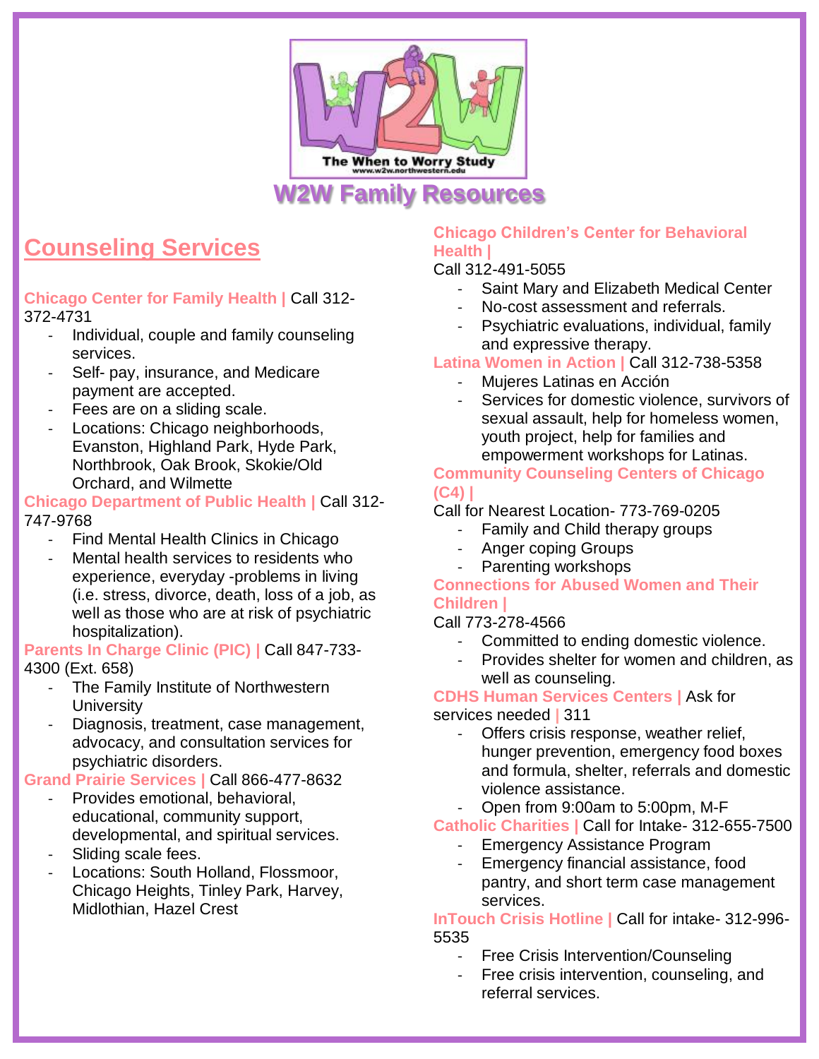# W2W Family Resources

## Counseling Services

**Chicago Center for Family Health |** Call 312-372-4731

- Individual, couple and family counseling services.
- Self- pay, insurance, and Medicare payment are accepted.
- Fees are on a sliding scale.
- Locations: Chicago neighborhoods, Evanston, Highland Park, Hyde Park, Northbrook, Oak Brook, Skokie/Old Orchard, and Wilmette

**Chicago Department of Public Health |** Call 312-747-9768

- Find Mental Health Clinics in Chicago
- Mental health services to residents who experience, everyday -problems in living (i.e. stress, divorce, death, loss of a job, as well as those who are at risk of psychiatric hospitalization).

**Parents In Charge Clinic (PIC) |** Call 847-733-4300 (Ext. 658)

- The Family Institute of Northwestern University
- Diagnosis, treatment, case management, advocacy, and consultation services for psychiatric disorders.

**Grand Prairie Services |** Call 866-477-8632

- Provides emotional, behavioral, educational, community support, developmental, and spiritual services.
- Sliding scale fees.
- Locations: South Holland, Flossmoor, Chicago Heights, Tinley Park, Harvey, Midlothian, Hazel Crest

**Chicago Children's Center for Behavioral Health |**
Call 312-491-5055

- Saint Mary and Elizabeth Medical Center
- No-cost assessment and referrals.
- Psychiatric evaluations, individual, family and expressive therapy.

**Latina Women in Action |** Call 312-738-5358

- Mujeres Latinas en Acción
- Services for domestic violence, survivors of sexual assault, help for homeless women, youth project, help for families and empowerment workshops for Latinas.

**Community Counseling Centers of Chicago (C4) |**
Call for Nearest Location- 773-769-0205

- Family and Child therapy groups
- Anger coping Groups
- Parenting workshops

**Connections for Abused Women and Their Children |**
Call 773-278-4566

- Committed to ending domestic violence.
- Provides shelter for women and children, as well as counseling.

**CDHS Human Services Centers |** Ask for services needed | 311

- Offers crisis response, weather relief, hunger prevention, emergency food boxes and formula, shelter, referrals and domestic violence assistance.
- Open from 9:00am to 5:00pm, M-F

**Catholic Charities |** Call for Intake- 312-655-7500

- Emergency Assistance Program
- Emergency financial assistance, food pantry, and short term case management services.

**InTouch Crisis Hotline |** Call for intake- 312-996-5535

- Free Crisis Intervention/Counseling
- Free crisis intervention, counseling, and referral services.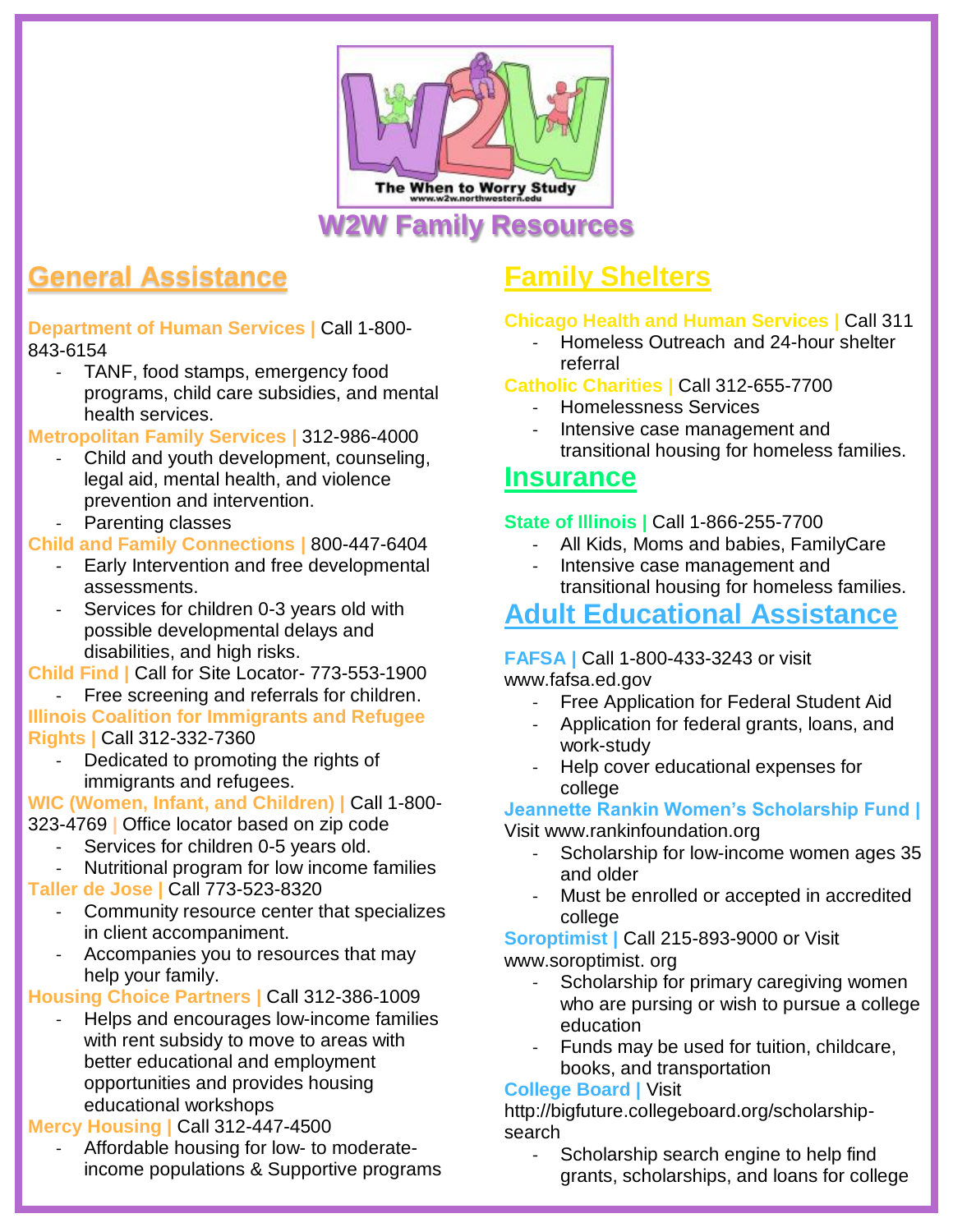# W2W Family Resources

## General Assistance

**Department of Human Services |** Call 1-800-843-6154
- TANF, food stamps, emergency food programs, child care subsidies, and mental health services.

**Metropolitan Family Services |** 312-986-4000
- Child and youth development, counseling, legal aid, mental health, and violence prevention and intervention.
- Parenting classes

**Child and Family Connections |** 800-447-6404
- Early Intervention and free developmental assessments.
- Services for children 0-3 years old with possible developmental delays and disabilities, and high risks.

**Child Find |** Call for Site Locator- 773-553-1900
- Free screening and referrals for children.

**Illinois Coalition for Immigrants and Refugee Rights |** Call 312-332-7360
- Dedicated to promoting the rights of immigrants and refugees.

**WIC (Women, Infant, and Children) |** Call 1-800-323-4769 | Office locator based on zip code
- Services for children 0-5 years old.
- Nutritional program for low income families

**Taller de Jose |** Call 773-523-8320
- Community resource center that specializes in client accompaniment.
- Accompanies you to resources that may help your family.

**Housing Choice Partners |** Call 312-386-1009
- Helps and encourages low-income families with rent subsidy to move to areas with better educational and employment opportunities and provides housing educational workshops

**Mercy Housing |** Call 312-447-4500
- Affordable housing for low- to moderate-income populations & Supportive programs

## Family Shelters

**Chicago Health and Human Services |** Call 311
- Homeless Outreach and 24-hour shelter referral

**Catholic Charities |** Call 312-655-7700
- Homelessness Services
- Intensive case management and transitional housing for homeless families.

## Insurance

**State of Illinois |** Call 1-866-255-7700
- All Kids, Moms and babies, FamilyCare
- Intensive case management and transitional housing for homeless families.

## Adult Educational Assistance

**FAFSA |** Call 1-800-433-3243 or visit www.fafsa.ed.gov
- Free Application for Federal Student Aid
- Application for federal grants, loans, and work-study
- Help cover educational expenses for college

**Jeannette Rankin Women's Scholarship Fund |** Visit www.rankinfoundation.org
- Scholarship for low-income women ages 35 and older
- Must be enrolled or accepted in accredited college

**Soroptimist |** Call 215-893-9000 or Visit www.soroptimist. org
- Scholarship for primary caregiving women who are pursing or wish to pursue a college education
- Funds may be used for tuition, childcare, books, and transportation

**College Board |** Visit http://bigfuture.collegeboard.org/scholarship-search
- Scholarship search engine to help find grants, scholarships, and loans for college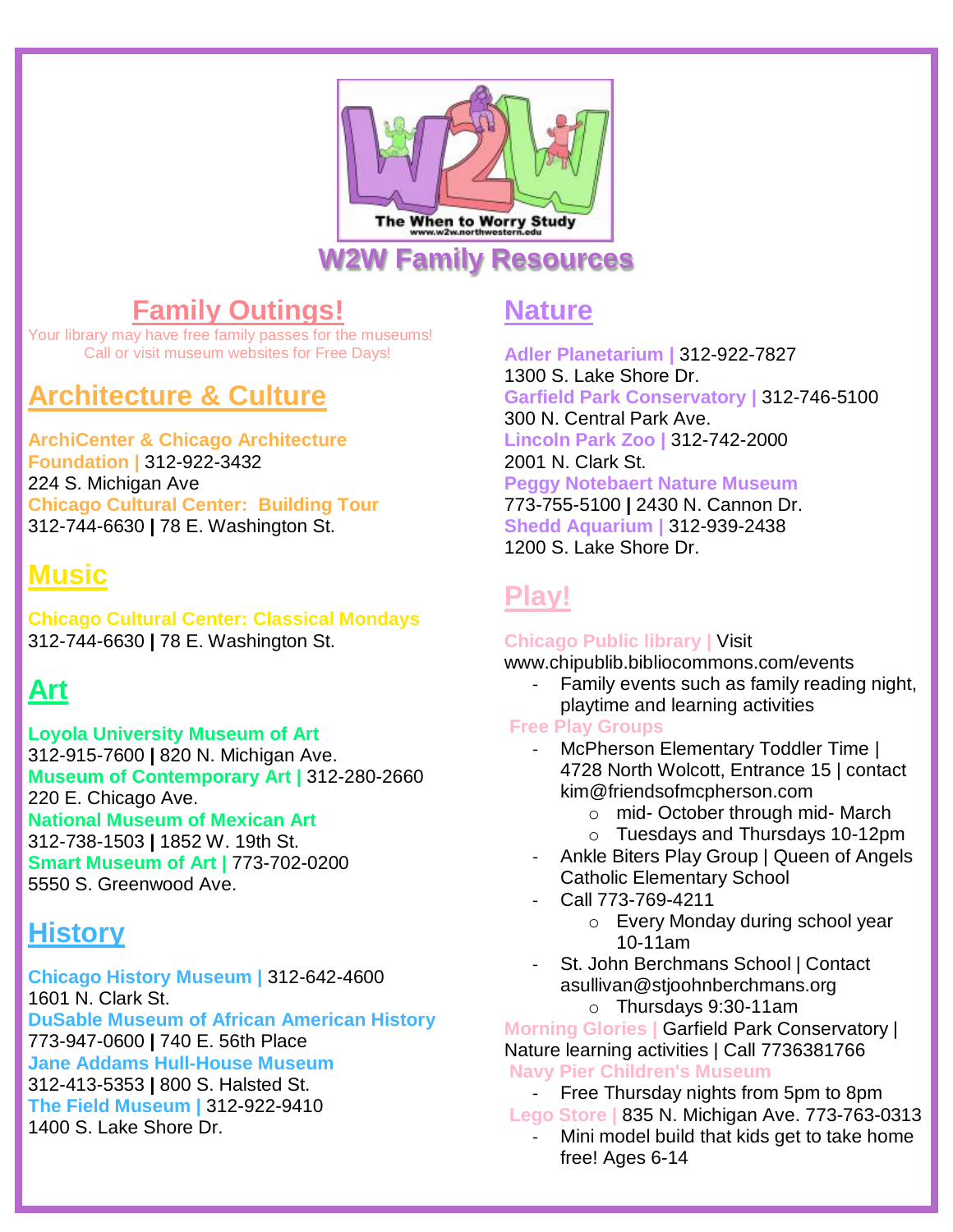The When to Worry Study
www.w2w.northwestern.edu

# W2W Family Resources

## Family Outings!

Your library may have free family passes for the museums!
Call or visit museum websites for Free Days!

### Architecture & Culture

**ArchiCenter & Chicago Architecture Foundation |** 312-922-3432
224 S. Michigan Ave
**Chicago Cultural Center: Building Tour**
312-744-6630 **|** 78 E. Washington St.

### Music

**Chicago Cultural Center: Classical Mondays**
312-744-6630 **|** 78 E. Washington St.

### Art

**Loyola University Museum of Art**
312-915-7600 **|** 820 N. Michigan Ave.
**Museum of Contemporary Art |** 312-280-2660
220 E. Chicago Ave.
**National Museum of Mexican Art**
312-738-1503 **|** 1852 W. 19th St.
**Smart Museum of Art |** 773-702-0200
5550 S. Greenwood Ave.

### History

**Chicago History Museum |** 312-642-4600
1601 N. Clark St.
**DuSable Museum of African American History**
773-947-0600 **|** 740 E. 56th Place
**Jane Addams Hull-House Museum**
312-413-5353 **|** 800 S. Halsted St.
**The Field Museum |** 312-922-9410
1400 S. Lake Shore Dr.

### Nature

**Adler Planetarium |** 312-922-7827
1300 S. Lake Shore Dr.
**Garfield Park Conservatory |** 312-746-5100
300 N. Central Park Ave.
**Lincoln Park Zoo |** 312-742-2000
2001 N. Clark St.
**Peggy Notebaert Nature Museum**
773-755-5100 **|** 2430 N. Cannon Dr.
**Shedd Aquarium |** 312-939-2438
1200 S. Lake Shore Dr.

### Play!

**Chicago Public library |** Visit www.chipublib.bibliocommons.com/events
- Family events such as family reading night, playtime and learning activities

**Free Play Groups**
- McPherson Elementary Toddler Time | 4728 North Wolcott, Entrance 15 | contact kim@friendsofmcpherson.com
  - mid- October through mid- March
  - Tuesdays and Thursdays 10-12pm
- Ankle Biters Play Group | Queen of Angels Catholic Elementary School
- Call 773-769-4211
  - Every Monday during school year 10-11am
- St. John Berchmans School | Contact asullivan@stjoohnberchmans.org
  - Thursdays 9:30-11am

**Morning Glories |** Garfield Park Conservatory | Nature learning activities | Call 7736381766

**Navy Pier Children's Museum**
- Free Thursday nights from 5pm to 8pm

**Lego Store |** 835 N. Michigan Ave. 773-763-0313
- Mini model build that kids get to take home free! Ages 6-14